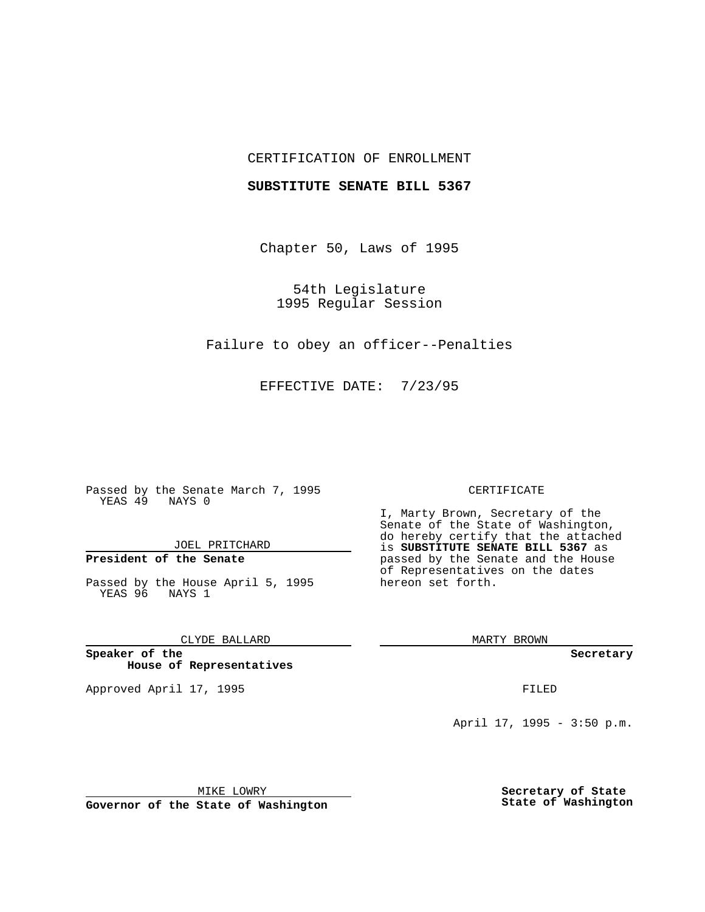CERTIFICATION OF ENROLLMENT

**SUBSTITUTE SENATE BILL 5367**

Chapter 50, Laws of 1995

54th Legislature
1995 Regular Session

Failure to obey an officer--Penalties

EFFECTIVE DATE: 7/23/95

Passed by the Senate March 7, 1995
YEAS 49 NAYS 0

JOEL PRITCHARD

**President of the Senate**

Passed by the House April 5, 1995
YEAS 96 NAYS 1

CLYDE BALLARD

**Speaker of the House of Representatives**

Approved April 17, 1995

MIKE LOWRY

**Governor of the State of Washington**

CERTIFICATE

I, Marty Brown, Secretary of the Senate of the State of Washington, do hereby certify that the attached is **SUBSTITUTE SENATE BILL 5367** as passed by the Senate and the House of Representatives on the dates hereon set forth.

MARTY BROWN

**Secretary**

FILED

April 17, 1995 - 3:50 p.m.

**Secretary of State**
**State of Washington**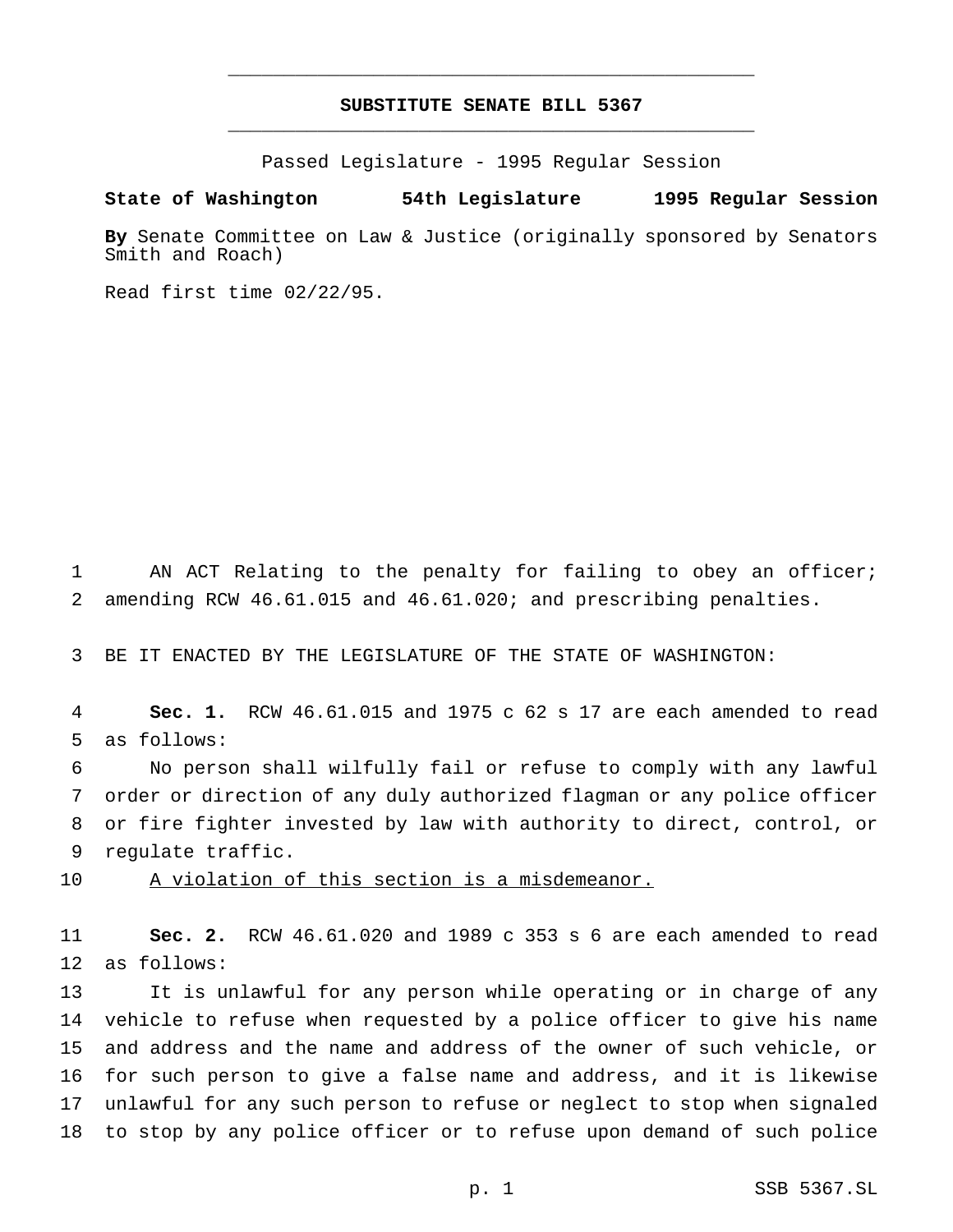# SUBSTITUTE SENATE BILL 5367

Passed Legislature - 1995 Regular Session

**State of Washington 54th Legislature 1995 Regular Session**

**By** Senate Committee on Law & Justice (originally sponsored by Senators Smith and Roach)

Read first time 02/22/95.

1 AN ACT Relating to the penalty for failing to obey an officer;
2 amending RCW 46.61.015 and 46.61.020; and prescribing penalties.

3 BE IT ENACTED BY THE LEGISLATURE OF THE STATE OF WASHINGTON:

4 **Sec. 1.** RCW 46.61.015 and 1975 c 62 s 17 are each amended to read
5 as follows:

6 No person shall wilfully fail or refuse to comply with any lawful
7 order or direction of any duly authorized flagman or any police officer
8 or fire fighter invested by law with authority to direct, control, or
9 regulate traffic.

10 <u>A violation of this section is a misdemeanor.</u>

11 **Sec. 2.** RCW 46.61.020 and 1989 c 353 s 6 are each amended to read
12 as follows:

13 It is unlawful for any person while operating or in charge of any
14 vehicle to refuse when requested by a police officer to give his name
15 and address and the name and address of the owner of such vehicle, or
16 for such person to give a false name and address, and it is likewise
17 unlawful for any such person to refuse or neglect to stop when signaled
18 to stop by any police officer or to refuse upon demand of such police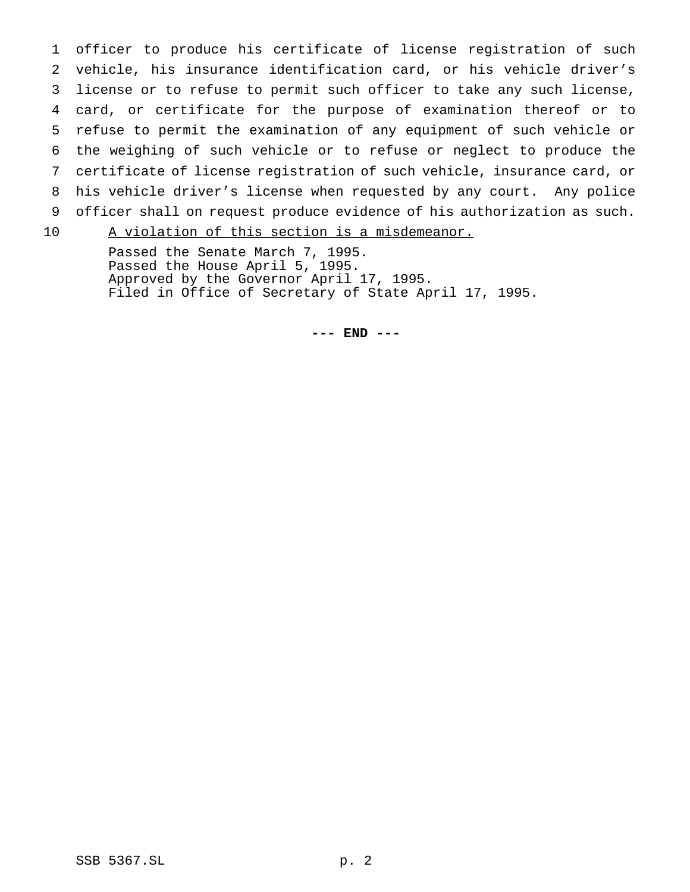officer to produce his certificate of license registration of such vehicle, his insurance identification card, or his vehicle driver's license or to refuse to permit such officer to take any such license, card, or certificate for the purpose of examination thereof or to refuse to permit the examination of any equipment of such vehicle or the weighing of such vehicle or to refuse or neglect to produce the certificate of license registration of such vehicle, insurance card, or his vehicle driver's license when requested by any court. Any police officer shall on request produce evidence of his authorization as such.

<u>A violation of this section is a misdemeanor.</u>

Passed the Senate March 7, 1995.
Passed the House April 5, 1995.
Approved by the Governor April 17, 1995.
Filed in Office of Secretary of State April 17, 1995.

**--- END ---**